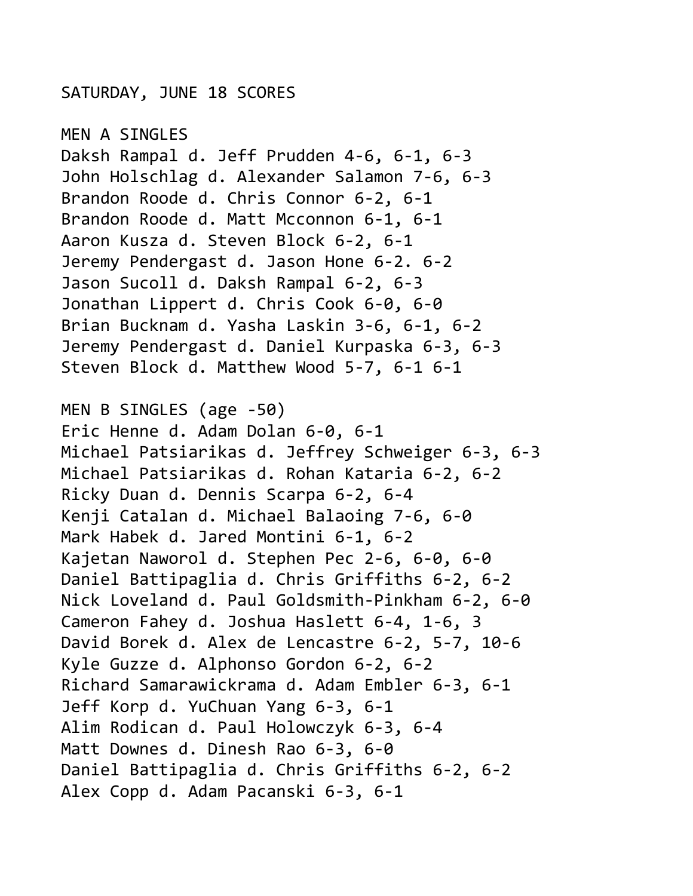SATURDAY, JUNE 18 SCORES

MEN A SINGLES

Daksh Rampal d. Jeff Prudden 4-6, 6-1, 6-3
John Holschlag d. Alexander Salamon 7-6, 6-3
Brandon Roode d. Chris Connor 6-2, 6-1
Brandon Roode d. Matt Mcconnon 6-1, 6-1
Aaron Kusza d. Steven Block 6-2, 6-1
Jeremy Pendergast d. Jason Hone 6-2. 6-2
Jason Sucoll d. Daksh Rampal 6-2, 6-3
Jonathan Lippert d. Chris Cook 6-0, 6-0
Brian Bucknam d. Yasha Laskin 3-6, 6-1, 6-2
Jeremy Pendergast d. Daniel Kurpaska 6-3, 6-3
Steven Block d. Matthew Wood 5-7, 6-1 6-1

MEN B SINGLES (age -50)

Eric Henne d. Adam Dolan 6-0, 6-1
Michael Patsiarikas d. Jeffrey Schweiger 6-3, 6-3
Michael Patsiarikas d. Rohan Kataria 6-2, 6-2
Ricky Duan d. Dennis Scarpa 6-2, 6-4
Kenji Catalan d. Michael Balaoing 7-6, 6-0
Mark Habek d. Jared Montini 6-1, 6-2
Kajetan Naworol d. Stephen Pec 2-6, 6-0, 6-0
Daniel Battipaglia d. Chris Griffiths 6-2, 6-2
Nick Loveland d. Paul Goldsmith-Pinkham 6-2, 6-0
Cameron Fahey d. Joshua Haslett 6-4, 1-6, 3
David Borek d. Alex de Lencastre 6-2, 5-7, 10-6
Kyle Guzze d. Alphonso Gordon 6-2, 6-2
Richard Samarawickrama d. Adam Embler 6-3, 6-1
Jeff Korp d. YuChuan Yang 6-3, 6-1
Alim Rodican d. Paul Holowczyk 6-3, 6-4
Matt Downes d. Dinesh Rao 6-3, 6-0
Daniel Battipaglia d. Chris Griffiths 6-2, 6-2
Alex Copp d. Adam Pacanski 6-3, 6-1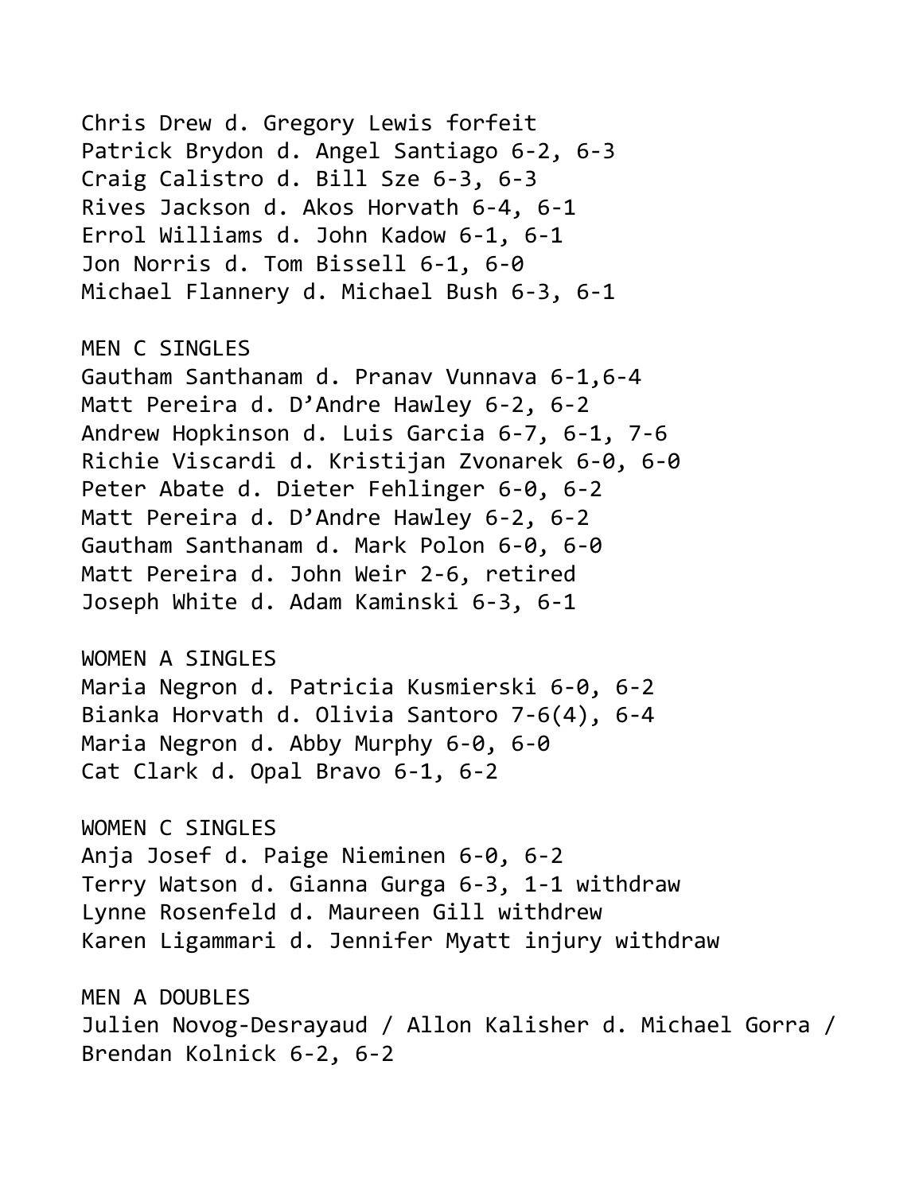Chris Drew d. Gregory Lewis forfeit
Patrick Brydon d. Angel Santiago 6-2, 6-3
Craig Calistro d. Bill Sze 6-3, 6-3
Rives Jackson d. Akos Horvath 6-4, 6-1
Errol Williams d. John Kadow 6-1, 6-1
Jon Norris d. Tom Bissell 6-1, 6-0
Michael Flannery d. Michael Bush 6-3, 6-1

MEN C SINGLES
Gautham Santhanam d. Pranav Vunnava 6-1,6-4
Matt Pereira d. D'Andre Hawley 6-2, 6-2
Andrew Hopkinson d. Luis Garcia 6-7, 6-1, 7-6
Richie Viscardi d. Kristijan Zvonarek 6-0, 6-0
Peter Abate d. Dieter Fehlinger 6-0, 6-2
Matt Pereira d. D'Andre Hawley 6-2, 6-2
Gautham Santhanam d. Mark Polon 6-0, 6-0
Matt Pereira d. John Weir 2-6, retired
Joseph White d. Adam Kaminski 6-3, 6-1

WOMEN A SINGLES
Maria Negron d. Patricia Kusmierski 6-0, 6-2
Bianka Horvath d. Olivia Santoro 7-6(4), 6-4
Maria Negron d. Abby Murphy 6-0, 6-0
Cat Clark d. Opal Bravo 6-1, 6-2

WOMEN C SINGLES
Anja Josef d. Paige Nieminen 6-0, 6-2
Terry Watson d. Gianna Gurga 6-3, 1-1 withdraw
Lynne Rosenfeld d. Maureen Gill withdrew
Karen Ligammari d. Jennifer Myatt injury withdraw

MEN A DOUBLES
Julien Novog-Desrayaud / Allon Kalisher d. Michael Gorra / Brendan Kolnick 6-2, 6-2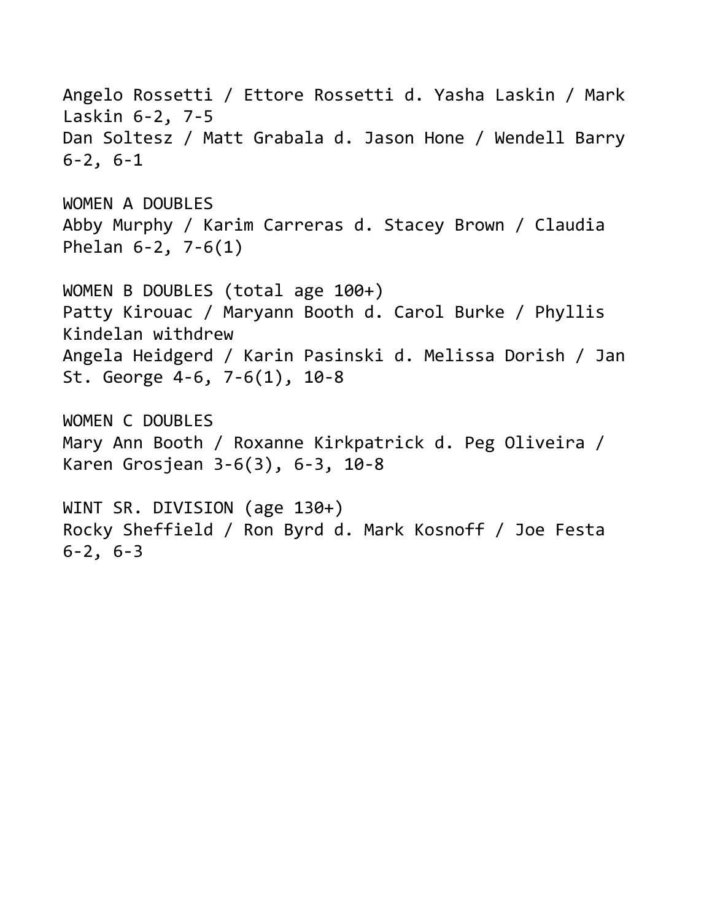Angelo Rossetti / Ettore Rossetti d. Yasha Laskin / Mark Laskin 6-2, 7-5

Dan Soltesz / Matt Grabala d. Jason Hone / Wendell Barry 6-2, 6-1

WOMEN A DOUBLES

Abby Murphy / Karim Carreras d. Stacey Brown / Claudia Phelan 6-2, 7-6(1)

WOMEN B DOUBLES (total age 100+)

Patty Kirouac / Maryann Booth d. Carol Burke / Phyllis Kindelan withdrew

Angela Heidgerd / Karin Pasinski d. Melissa Dorish / Jan St. George 4-6, 7-6(1), 10-8

WOMEN C DOUBLES

Mary Ann Booth / Roxanne Kirkpatrick d. Peg Oliveira / Karen Grosjean 3-6(3), 6-3, 10-8

WINT SR. DIVISION (age 130+)

Rocky Sheffield / Ron Byrd d. Mark Kosnoff / Joe Festa 6-2, 6-3